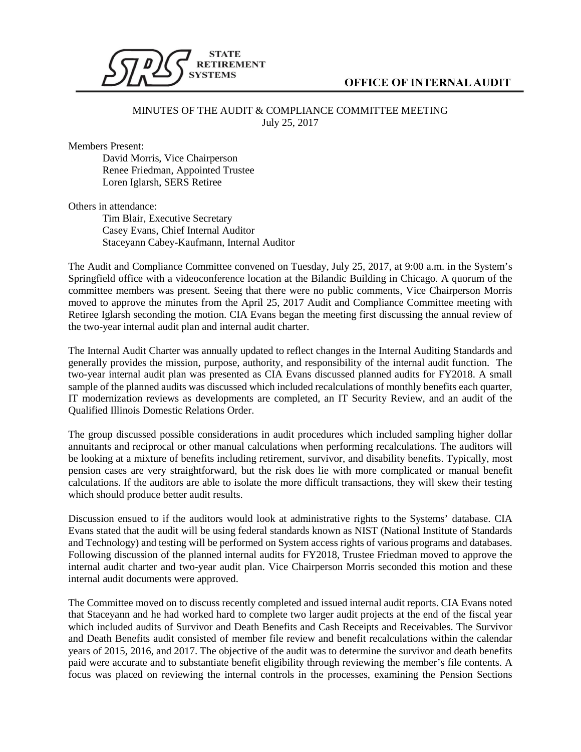**STATE RETIREMENT SYSTEMS**

**OFFICE OF INTERNAL AUDIT**

MINUTES OF THE AUDIT & COMPLIANCE COMMITTEE MEETING
July 25, 2017

Members Present:

- David Morris, Vice Chairperson
- Renee Friedman, Appointed Trustee
- Loren Iglarsh, SERS Retiree

Others in attendance:

- Tim Blair, Executive Secretary
- Casey Evans, Chief Internal Auditor
- Staceyann Cabey-Kaufmann, Internal Auditor

The Audit and Compliance Committee convened on Tuesday, July 25, 2017, at 9:00 a.m. in the System's Springfield office with a videoconference location at the Bilandic Building in Chicago. A quorum of the committee members was present. Seeing that there were no public comments, Vice Chairperson Morris moved to approve the minutes from the April 25, 2017 Audit and Compliance Committee meeting with Retiree Iglarsh seconding the motion. CIA Evans began the meeting first discussing the annual review of the two-year internal audit plan and internal audit charter.

The Internal Audit Charter was annually updated to reflect changes in the Internal Auditing Standards and generally provides the mission, purpose, authority, and responsibility of the internal audit function. The two-year internal audit plan was presented as CIA Evans discussed planned audits for FY2018. A small sample of the planned audits was discussed which included recalculations of monthly benefits each quarter, IT modernization reviews as developments are completed, an IT Security Review, and an audit of the Qualified Illinois Domestic Relations Order.

The group discussed possible considerations in audit procedures which included sampling higher dollar annuitants and reciprocal or other manual calculations when performing recalculations. The auditors will be looking at a mixture of benefits including retirement, survivor, and disability benefits. Typically, most pension cases are very straightforward, but the risk does lie with more complicated or manual benefit calculations. If the auditors are able to isolate the more difficult transactions, they will skew their testing which should produce better audit results.

Discussion ensued to if the auditors would look at administrative rights to the Systems' database. CIA Evans stated that the audit will be using federal standards known as NIST (National Institute of Standards and Technology) and testing will be performed on System access rights of various programs and databases. Following discussion of the planned internal audits for FY2018, Trustee Friedman moved to approve the internal audit charter and two-year audit plan. Vice Chairperson Morris seconded this motion and these internal audit documents were approved.

The Committee moved on to discuss recently completed and issued internal audit reports. CIA Evans noted that Staceyann and he had worked hard to complete two larger audit projects at the end of the fiscal year which included audits of Survivor and Death Benefits and Cash Receipts and Receivables. The Survivor and Death Benefits audit consisted of member file review and benefit recalculations within the calendar years of 2015, 2016, and 2017. The objective of the audit was to determine the survivor and death benefits paid were accurate and to substantiate benefit eligibility through reviewing the member's file contents. A focus was placed on reviewing the internal controls in the processes, examining the Pension Sections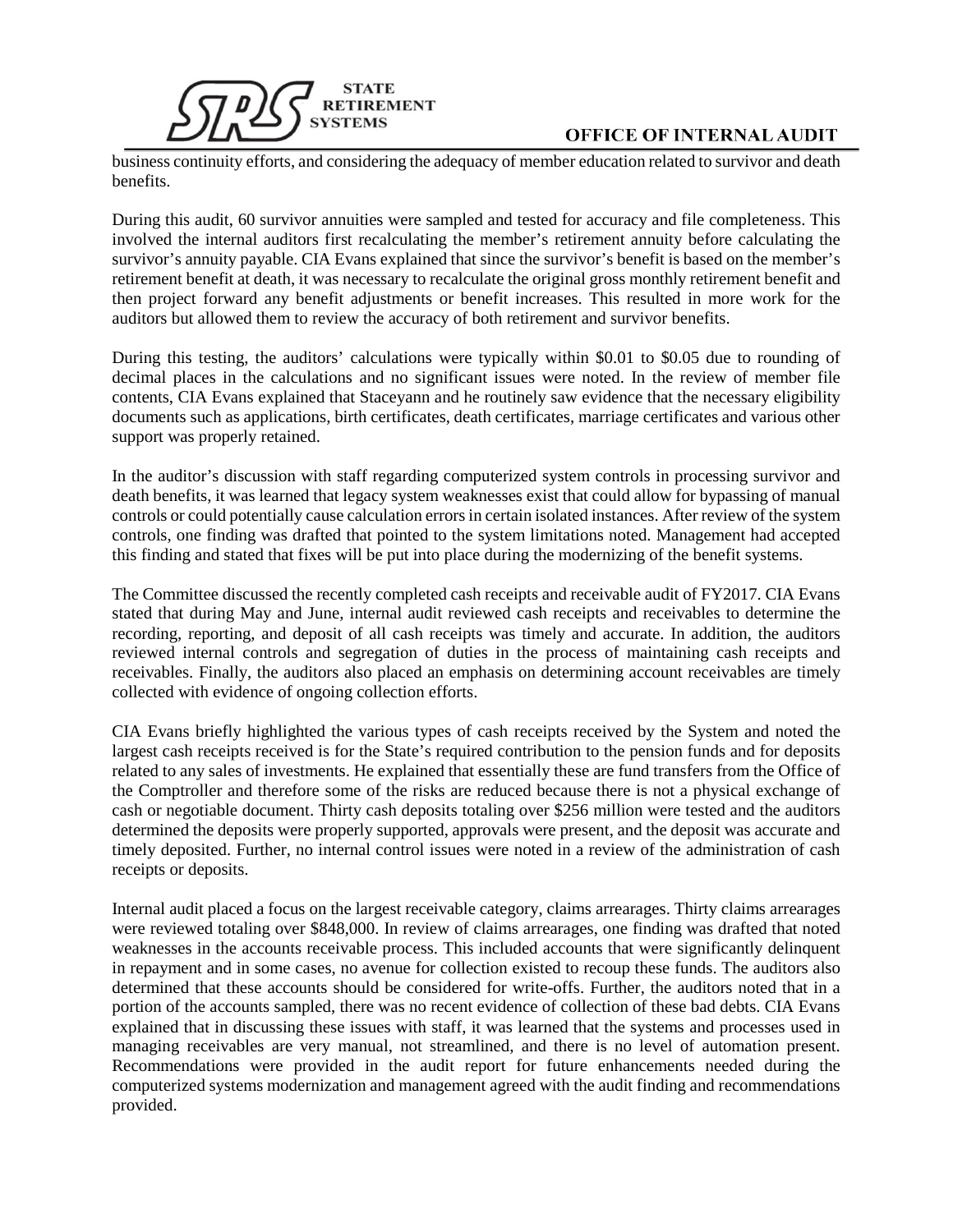business continuity efforts, and considering the adequacy of member education related to survivor and death benefits.

During this audit, 60 survivor annuities were sampled and tested for accuracy and file completeness. This involved the internal auditors first recalculating the member's retirement annuity before calculating the survivor's annuity payable. CIA Evans explained that since the survivor's benefit is based on the member's retirement benefit at death, it was necessary to recalculate the original gross monthly retirement benefit and then project forward any benefit adjustments or benefit increases. This resulted in more work for the auditors but allowed them to review the accuracy of both retirement and survivor benefits.

During this testing, the auditors' calculations were typically within $0.01 to $0.05 due to rounding of decimal places in the calculations and no significant issues were noted. In the review of member file contents, CIA Evans explained that Staceyann and he routinely saw evidence that the necessary eligibility documents such as applications, birth certificates, death certificates, marriage certificates and various other support was properly retained.

In the auditor's discussion with staff regarding computerized system controls in processing survivor and death benefits, it was learned that legacy system weaknesses exist that could allow for bypassing of manual controls or could potentially cause calculation errors in certain isolated instances. After review of the system controls, one finding was drafted that pointed to the system limitations noted. Management had accepted this finding and stated that fixes will be put into place during the modernizing of the benefit systems.

The Committee discussed the recently completed cash receipts and receivable audit of FY2017. CIA Evans stated that during May and June, internal audit reviewed cash receipts and receivables to determine the recording, reporting, and deposit of all cash receipts was timely and accurate. In addition, the auditors reviewed internal controls and segregation of duties in the process of maintaining cash receipts and receivables. Finally, the auditors also placed an emphasis on determining account receivables are timely collected with evidence of ongoing collection efforts.

CIA Evans briefly highlighted the various types of cash receipts received by the System and noted the largest cash receipts received is for the State's required contribution to the pension funds and for deposits related to any sales of investments. He explained that essentially these are fund transfers from the Office of the Comptroller and therefore some of the risks are reduced because there is not a physical exchange of cash or negotiable document. Thirty cash deposits totaling over $256 million were tested and the auditors determined the deposits were properly supported, approvals were present, and the deposit was accurate and timely deposited. Further, no internal control issues were noted in a review of the administration of cash receipts or deposits.

Internal audit placed a focus on the largest receivable category, claims arrearages. Thirty claims arrearages were reviewed totaling over $848,000. In review of claims arrearages, one finding was drafted that noted weaknesses in the accounts receivable process. This included accounts that were significantly delinquent in repayment and in some cases, no avenue for collection existed to recoup these funds. The auditors also determined that these accounts should be considered for write-offs. Further, the auditors noted that in a portion of the accounts sampled, there was no recent evidence of collection of these bad debts. CIA Evans explained that in discussing these issues with staff, it was learned that the systems and processes used in managing receivables are very manual, not streamlined, and there is no level of automation present. Recommendations were provided in the audit report for future enhancements needed during the computerized systems modernization and management agreed with the audit finding and recommendations provided.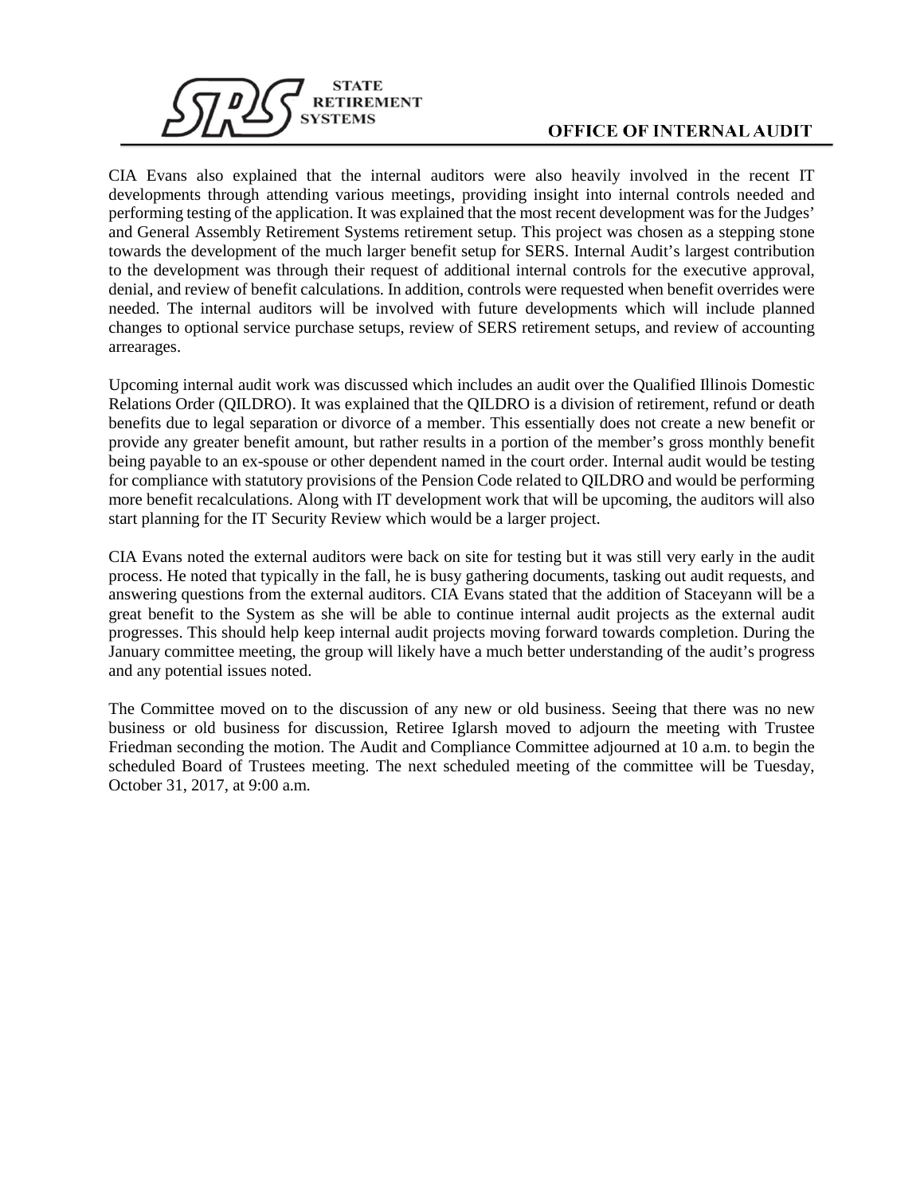CIA Evans also explained that the internal auditors were also heavily involved in the recent IT developments through attending various meetings, providing insight into internal controls needed and performing testing of the application. It was explained that the most recent development was for the Judges' and General Assembly Retirement Systems retirement setup. This project was chosen as a stepping stone towards the development of the much larger benefit setup for SERS. Internal Audit's largest contribution to the development was through their request of additional internal controls for the executive approval, denial, and review of benefit calculations. In addition, controls were requested when benefit overrides were needed. The internal auditors will be involved with future developments which will include planned changes to optional service purchase setups, review of SERS retirement setups, and review of accounting arrearages.

Upcoming internal audit work was discussed which includes an audit over the Qualified Illinois Domestic Relations Order (QILDRO). It was explained that the QILDRO is a division of retirement, refund or death benefits due to legal separation or divorce of a member. This essentially does not create a new benefit or provide any greater benefit amount, but rather results in a portion of the member's gross monthly benefit being payable to an ex-spouse or other dependent named in the court order. Internal audit would be testing for compliance with statutory provisions of the Pension Code related to QILDRO and would be performing more benefit recalculations. Along with IT development work that will be upcoming, the auditors will also start planning for the IT Security Review which would be a larger project.

CIA Evans noted the external auditors were back on site for testing but it was still very early in the audit process. He noted that typically in the fall, he is busy gathering documents, tasking out audit requests, and answering questions from the external auditors. CIA Evans stated that the addition of Staceyann will be a great benefit to the System as she will be able to continue internal audit projects as the external audit progresses. This should help keep internal audit projects moving forward towards completion. During the January committee meeting, the group will likely have a much better understanding of the audit's progress and any potential issues noted.

The Committee moved on to the discussion of any new or old business. Seeing that there was no new business or old business for discussion, Retiree Iglarsh moved to adjourn the meeting with Trustee Friedman seconding the motion. The Audit and Compliance Committee adjourned at 10 a.m. to begin the scheduled Board of Trustees meeting. The next scheduled meeting of the committee will be Tuesday, October 31, 2017, at 9:00 a.m.